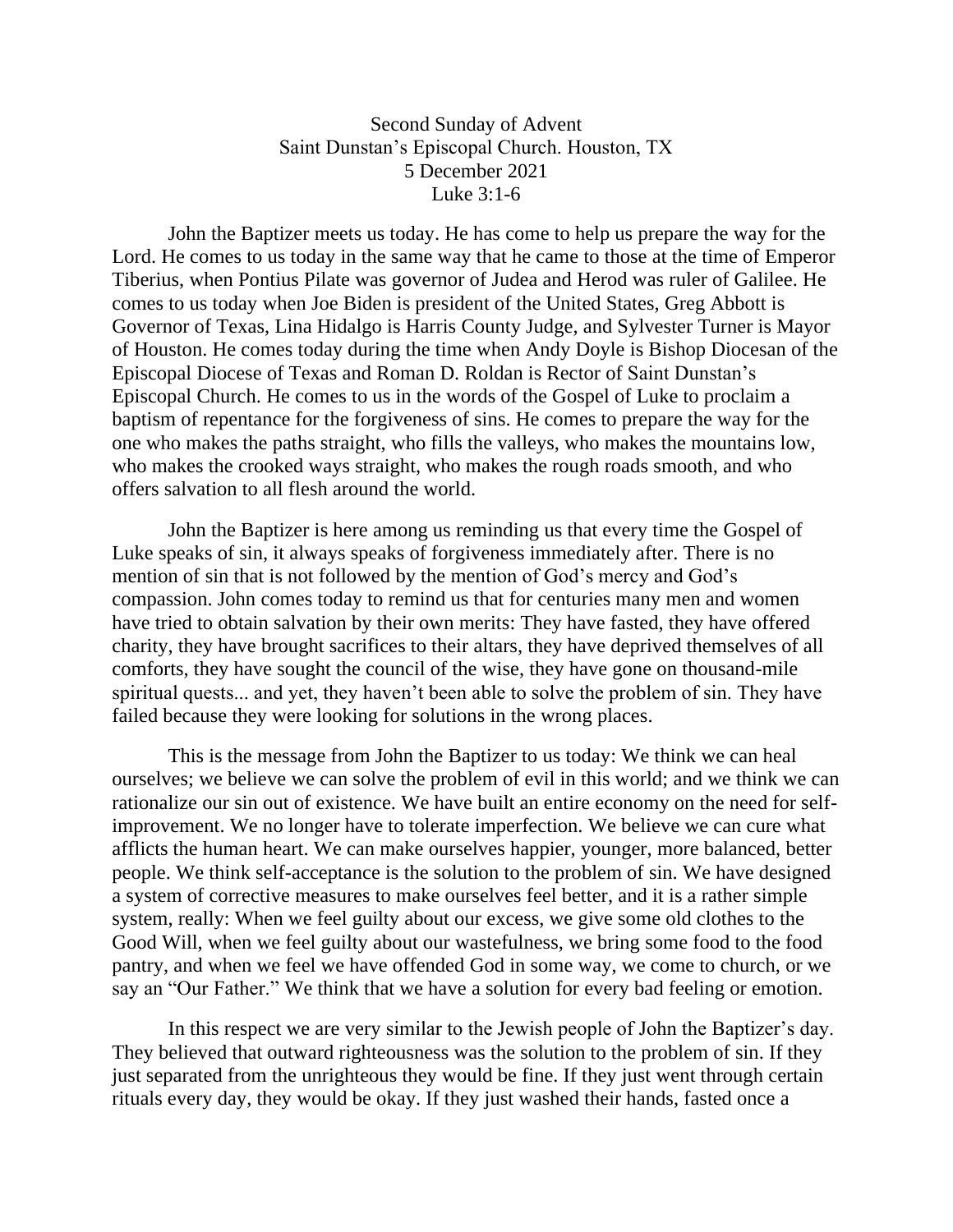Second Sunday of Advent
Saint Dunstan's Episcopal Church. Houston, TX
5 December 2021
Luke 3:1-6

John the Baptizer meets us today. He has come to help us prepare the way for the Lord. He comes to us today in the same way that he came to those at the time of Emperor Tiberius, when Pontius Pilate was governor of Judea and Herod was ruler of Galilee. He comes to us today when Joe Biden is president of the United States, Greg Abbott is Governor of Texas, Lina Hidalgo is Harris County Judge, and Sylvester Turner is Mayor of Houston. He comes today during the time when Andy Doyle is Bishop Diocesan of the Episcopal Diocese of Texas and Roman D. Roldan is Rector of Saint Dunstan's Episcopal Church. He comes to us in the words of the Gospel of Luke to proclaim a baptism of repentance for the forgiveness of sins. He comes to prepare the way for the one who makes the paths straight, who fills the valleys, who makes the mountains low, who makes the crooked ways straight, who makes the rough roads smooth, and who offers salvation to all flesh around the world.

John the Baptizer is here among us reminding us that every time the Gospel of Luke speaks of sin, it always speaks of forgiveness immediately after. There is no mention of sin that is not followed by the mention of God's mercy and God's compassion. John comes today to remind us that for centuries many men and women have tried to obtain salvation by their own merits: They have fasted, they have offered charity, they have brought sacrifices to their altars, they have deprived themselves of all comforts, they have sought the council of the wise, they have gone on thousand-mile spiritual quests... and yet, they haven't been able to solve the problem of sin. They have failed because they were looking for solutions in the wrong places.

This is the message from John the Baptizer to us today: We think we can heal ourselves; we believe we can solve the problem of evil in this world; and we think we can rationalize our sin out of existence. We have built an entire economy on the need for self-improvement. We no longer have to tolerate imperfection. We believe we can cure what afflicts the human heart. We can make ourselves happier, younger, more balanced, better people. We think self-acceptance is the solution to the problem of sin. We have designed a system of corrective measures to make ourselves feel better, and it is a rather simple system, really: When we feel guilty about our excess, we give some old clothes to the Good Will, when we feel guilty about our wastefulness, we bring some food to the food pantry, and when we feel we have offended God in some way, we come to church, or we say an "Our Father." We think that we have a solution for every bad feeling or emotion.

In this respect we are very similar to the Jewish people of John the Baptizer's day. They believed that outward righteousness was the solution to the problem of sin. If they just separated from the unrighteous they would be fine. If they just went through certain rituals every day, they would be okay. If they just washed their hands, fasted once a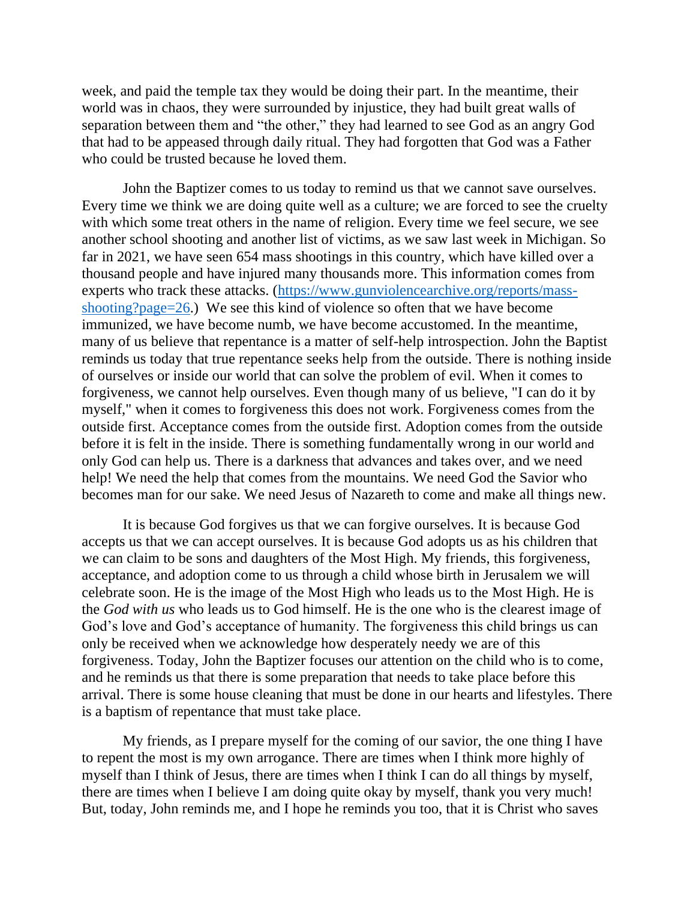week, and paid the temple tax they would be doing their part. In the meantime, their world was in chaos, they were surrounded by injustice, they had built great walls of separation between them and "the other," they had learned to see God as an angry God that had to be appeased through daily ritual. They had forgotten that God was a Father who could be trusted because he loved them.

John the Baptizer comes to us today to remind us that we cannot save ourselves. Every time we think we are doing quite well as a culture; we are forced to see the cruelty with which some treat others in the name of religion. Every time we feel secure, we see another school shooting and another list of victims, as we saw last week in Michigan. So far in 2021, we have seen 654 mass shootings in this country, which have killed over a thousand people and have injured many thousands more. This information comes from experts who track these attacks. ([https://www.gunviolencearchive.org/reports/mass-shooting?page=26](https://www.gunviolencearchive.org/reports/mass-shooting?page=26).) We see this kind of violence so often that we have become immunized, we have become numb, we have become accustomed. In the meantime, many of us believe that repentance is a matter of self-help introspection. John the Baptist reminds us today that true repentance seeks help from the outside. There is nothing inside of ourselves or inside our world that can solve the problem of evil. When it comes to forgiveness, we cannot help ourselves. Even though many of us believe, "I can do it by myself," when it comes to forgiveness this does not work. Forgiveness comes from the outside first. Acceptance comes from the outside first. Adoption comes from the outside before it is felt in the inside. There is something fundamentally wrong in our world and only God can help us. There is a darkness that advances and takes over, and we need help! We need the help that comes from the mountains. We need God the Savior who becomes man for our sake. We need Jesus of Nazareth to come and make all things new.

It is because God forgives us that we can forgive ourselves. It is because God accepts us that we can accept ourselves. It is because God adopts us as his children that we can claim to be sons and daughters of the Most High. My friends, this forgiveness, acceptance, and adoption come to us through a child whose birth in Jerusalem we will celebrate soon. He is the image of the Most High who leads us to the Most High. He is the *God with us* who leads us to God himself. He is the one who is the clearest image of God's love and God's acceptance of humanity. The forgiveness this child brings us can only be received when we acknowledge how desperately needy we are of this forgiveness. Today, John the Baptizer focuses our attention on the child who is to come, and he reminds us that there is some preparation that needs to take place before this arrival. There is some house cleaning that must be done in our hearts and lifestyles. There is a baptism of repentance that must take place.

My friends, as I prepare myself for the coming of our savior, the one thing I have to repent the most is my own arrogance. There are times when I think more highly of myself than I think of Jesus, there are times when I think I can do all things by myself, there are times when I believe I am doing quite okay by myself, thank you very much! But, today, John reminds me, and I hope he reminds you too, that it is Christ who saves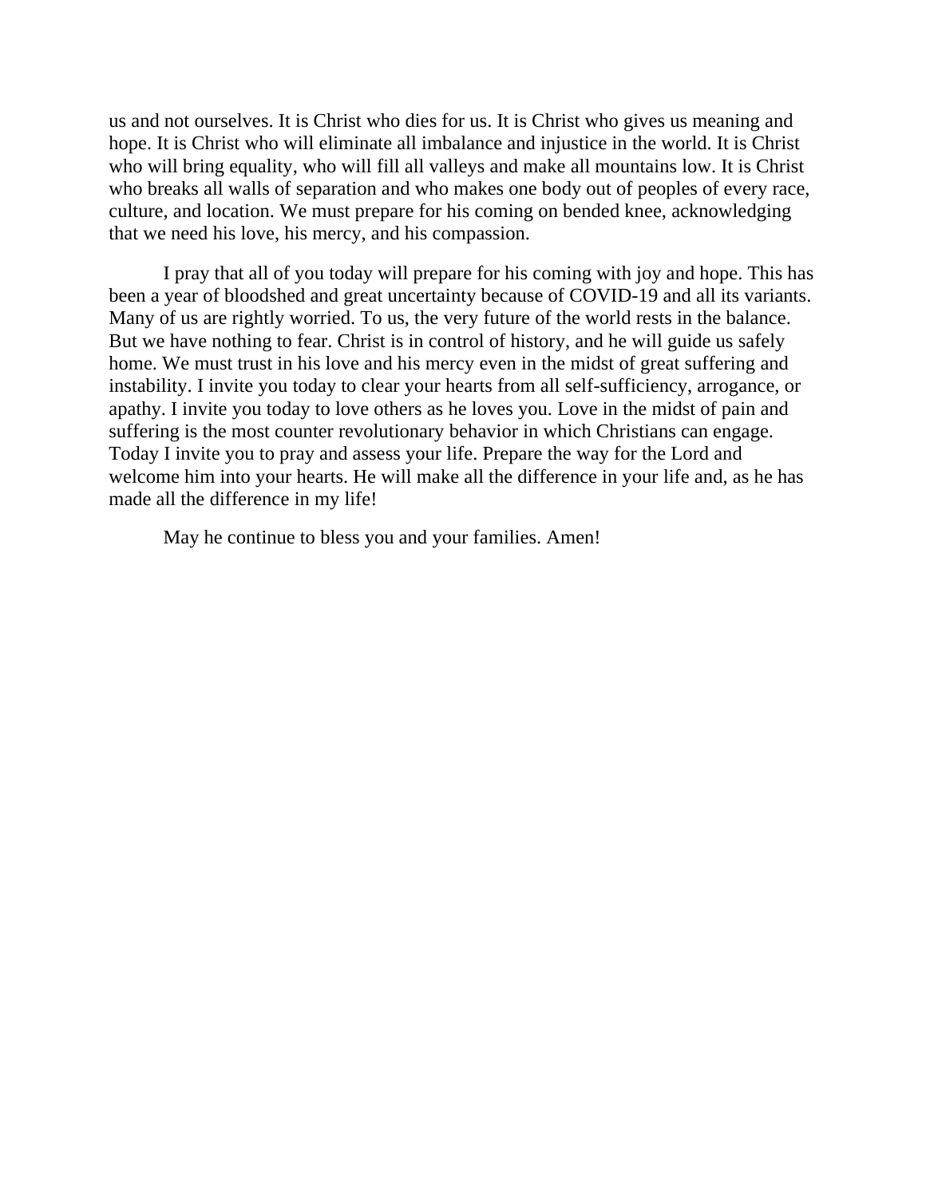us and not ourselves. It is Christ who dies for us. It is Christ who gives us meaning and hope. It is Christ who will eliminate all imbalance and injustice in the world. It is Christ who will bring equality, who will fill all valleys and make all mountains low. It is Christ who breaks all walls of separation and who makes one body out of peoples of every race, culture, and location. We must prepare for his coming on bended knee, acknowledging that we need his love, his mercy, and his compassion.

I pray that all of you today will prepare for his coming with joy and hope. This has been a year of bloodshed and great uncertainty because of COVID-19 and all its variants. Many of us are rightly worried. To us, the very future of the world rests in the balance. But we have nothing to fear. Christ is in control of history, and he will guide us safely home. We must trust in his love and his mercy even in the midst of great suffering and instability. I invite you today to clear your hearts from all self-sufficiency, arrogance, or apathy. I invite you today to love others as he loves you. Love in the midst of pain and suffering is the most counter revolutionary behavior in which Christians can engage. Today I invite you to pray and assess your life. Prepare the way for the Lord and welcome him into your hearts. He will make all the difference in your life and, as he has made all the difference in my life!

May he continue to bless you and your families. Amen!